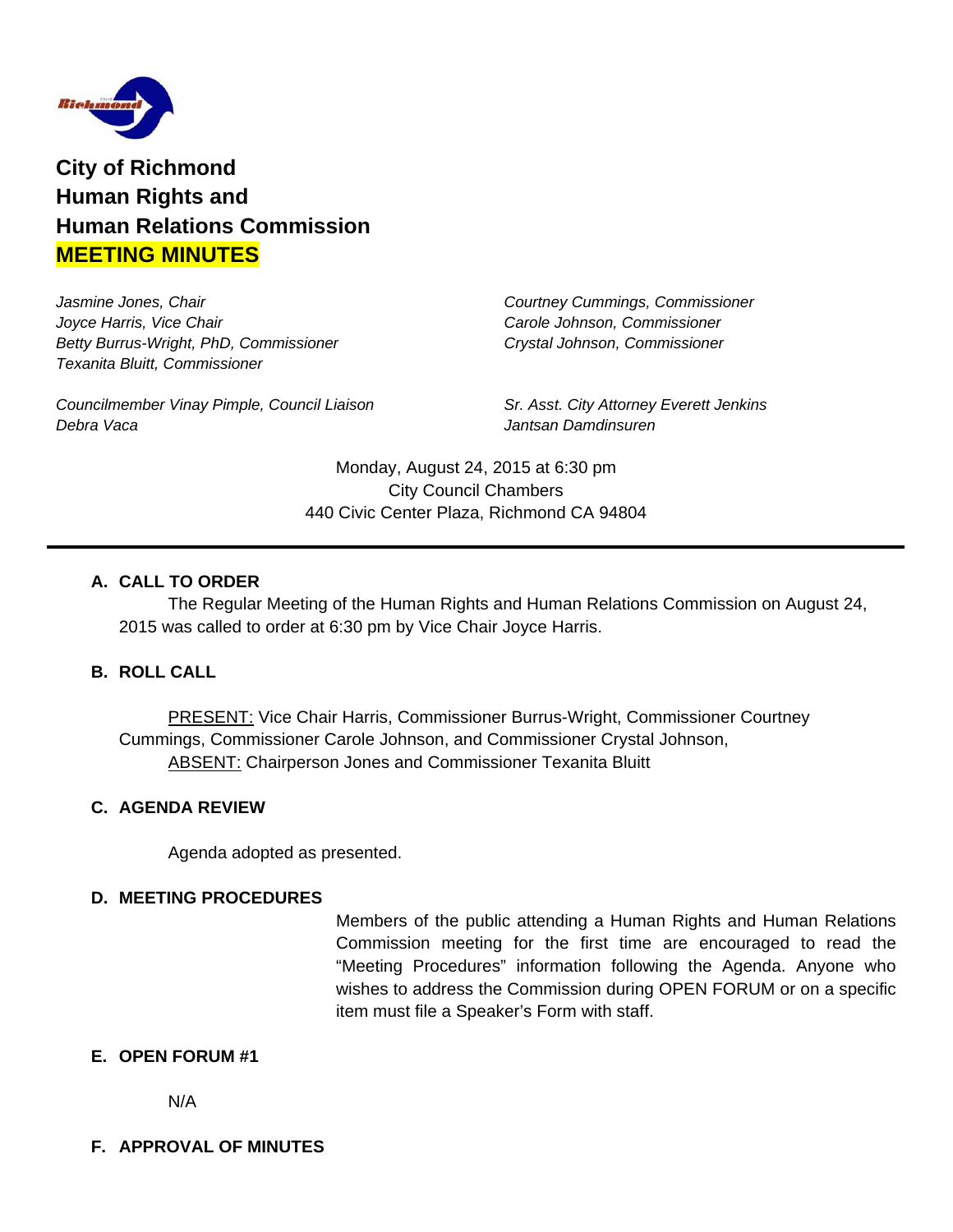# City of Richmond
# Human Rights and
# Human Relations Commission
# MEETING MINUTES

*Jasmine Jones, Chair*
*Joyce Harris, Vice Chair*
*Betty Burrus-Wright, PhD, Commissioner*
*Texanita Bluitt, Commissioner*
*Courtney Cummings, Commissioner*
*Carole Johnson, Commissioner*
*Crystal Johnson, Commissioner*

*Councilmember Vinay Pimple, Council Liaison*
*Debra Vaca*
*Sr. Asst. City Attorney Everett Jenkins*
*Jantsan Damdinsuren*

Monday, August 24, 2015 at 6:30 pm
City Council Chambers
440 Civic Center Plaza, Richmond CA 94804

---

**A. CALL TO ORDER**

The Regular Meeting of the Human Rights and Human Relations Commission on August 24, 2015 was called to order at 6:30 pm by Vice Chair Joyce Harris.

**B. ROLL CALL**

PRESENT: Vice Chair Harris, Commissioner Burrus-Wright, Commissioner Courtney Cummings, Commissioner Carole Johnson, and Commissioner Crystal Johnson,
ABSENT: Chairperson Jones and Commissioner Texanita Bluitt

**C. AGENDA REVIEW**

Agenda adopted as presented.

**D. MEETING PROCEDURES**

Members of the public attending a Human Rights and Human Relations Commission meeting for the first time are encouraged to read the "Meeting Procedures" information following the Agenda. Anyone who wishes to address the Commission during OPEN FORUM or on a specific item must file a Speaker's Form with staff.

**E. OPEN FORUM #1**

N/A

**F. APPROVAL OF MINUTES**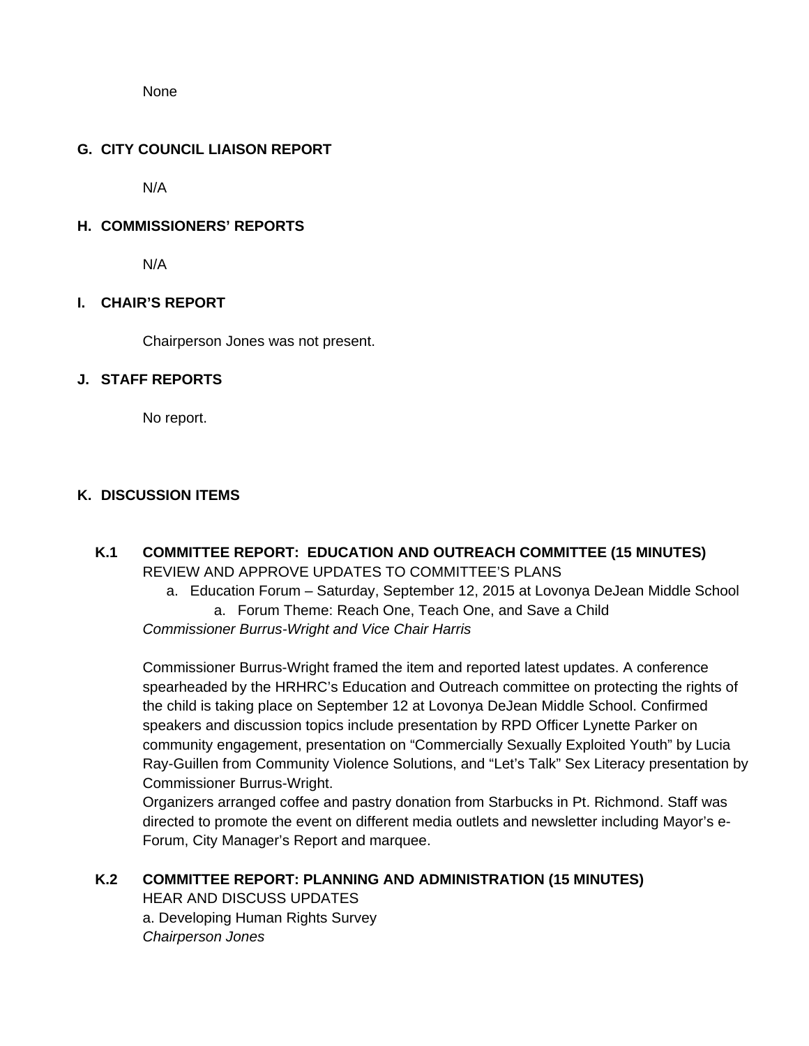None

## G. CITY COUNCIL LIAISON REPORT

N/A

## H. COMMISSIONERS' REPORTS

N/A

## I. CHAIR'S REPORT

Chairperson Jones was not present.

## J. STAFF REPORTS

No report.

## K. DISCUSSION ITEMS

### K.1 COMMITTEE REPORT: EDUCATION AND OUTREACH COMMITTEE (15 MINUTES)

REVIEW AND APPROVE UPDATES TO COMMITTEE'S PLANS

a. Education Forum – Saturday, September 12, 2015 at Lovonya DeJean Middle School
    a. Forum Theme: Reach One, Teach One, and Save a Child

*Commissioner Burrus-Wright and Vice Chair Harris*

Commissioner Burrus-Wright framed the item and reported latest updates. A conference spearheaded by the HRHRC's Education and Outreach committee on protecting the rights of the child is taking place on September 12 at Lovonya DeJean Middle School. Confirmed speakers and discussion topics include presentation by RPD Officer Lynette Parker on community engagement, presentation on "Commercially Sexually Exploited Youth" by Lucia Ray-Guillen from Community Violence Solutions, and "Let's Talk" Sex Literacy presentation by Commissioner Burrus-Wright.

Organizers arranged coffee and pastry donation from Starbucks in Pt. Richmond. Staff was directed to promote the event on different media outlets and newsletter including Mayor's e-Forum, City Manager's Report and marquee.

### K.2 COMMITTEE REPORT: PLANNING AND ADMINISTRATION (15 MINUTES)

HEAR AND DISCUSS UPDATES

a. Developing Human Rights Survey

*Chairperson Jones*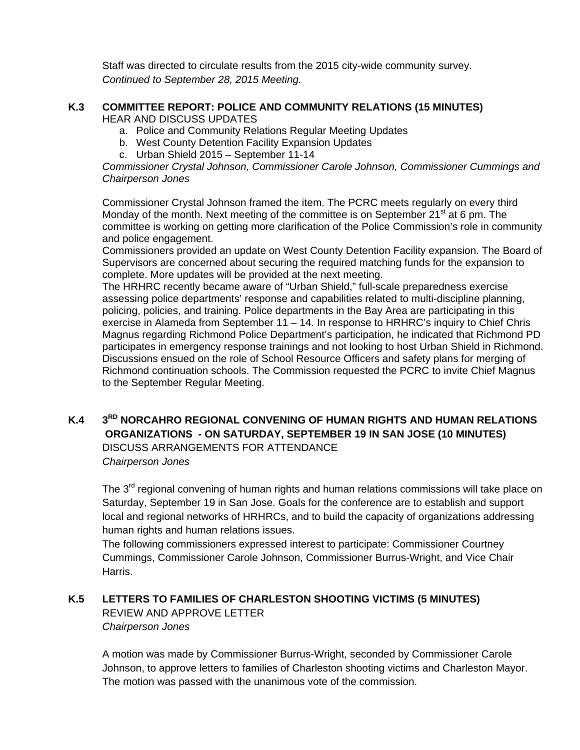Staff was directed to circulate results from the 2015 city-wide community survey.
*Continued to September 28, 2015 Meeting.*

### K.3 COMMITTEE REPORT: POLICE AND COMMUNITY RELATIONS (15 MINUTES)

HEAR AND DISCUSS UPDATES

a. Police and Community Relations Regular Meeting Updates
b. West County Detention Facility Expansion Updates
c. Urban Shield 2015 – September 11-14

*Commissioner Crystal Johnson, Commissioner Carole Johnson, Commissioner Cummings and Chairperson Jones*

Commissioner Crystal Johnson framed the item. The PCRC meets regularly on every third Monday of the month. Next meeting of the committee is on September 21st at 6 pm. The committee is working on getting more clarification of the Police Commission's role in community and police engagement.
Commissioners provided an update on West County Detention Facility expansion. The Board of Supervisors are concerned about securing the required matching funds for the expansion to complete. More updates will be provided at the next meeting.
The HRHRC recently became aware of "Urban Shield," full-scale preparedness exercise assessing police departments' response and capabilities related to multi-discipline planning, policing, policies, and training. Police departments in the Bay Area are participating in this exercise in Alameda from September 11 – 14. In response to HRHRC's inquiry to Chief Chris Magnus regarding Richmond Police Department's participation, he indicated that Richmond PD participates in emergency response trainings and not looking to host Urban Shield in Richmond. Discussions ensued on the role of School Resource Officers and safety plans for merging of Richmond continuation schools. The Commission requested the PCRC to invite Chief Magnus to the September Regular Meeting.

### K.4 3RD NORCAHRO REGIONAL CONVENING OF HUMAN RIGHTS AND HUMAN RELATIONS ORGANIZATIONS - ON SATURDAY, SEPTEMBER 19 IN SAN JOSE (10 MINUTES)

DISCUSS ARRANGEMENTS FOR ATTENDANCE

*Chairperson Jones*

The 3rd regional convening of human rights and human relations commissions will take place on Saturday, September 19 in San Jose. Goals for the conference are to establish and support local and regional networks of HRHRCs, and to build the capacity of organizations addressing human rights and human relations issues.
The following commissioners expressed interest to participate: Commissioner Courtney Cummings, Commissioner Carole Johnson, Commissioner Burrus-Wright, and Vice Chair Harris.

### K.5 LETTERS TO FAMILIES OF CHARLESTON SHOOTING VICTIMS (5 MINUTES)

REVIEW AND APPROVE LETTER

*Chairperson Jones*

A motion was made by Commissioner Burrus-Wright, seconded by Commissioner Carole Johnson, to approve letters to families of Charleston shooting victims and Charleston Mayor. The motion was passed with the unanimous vote of the commission.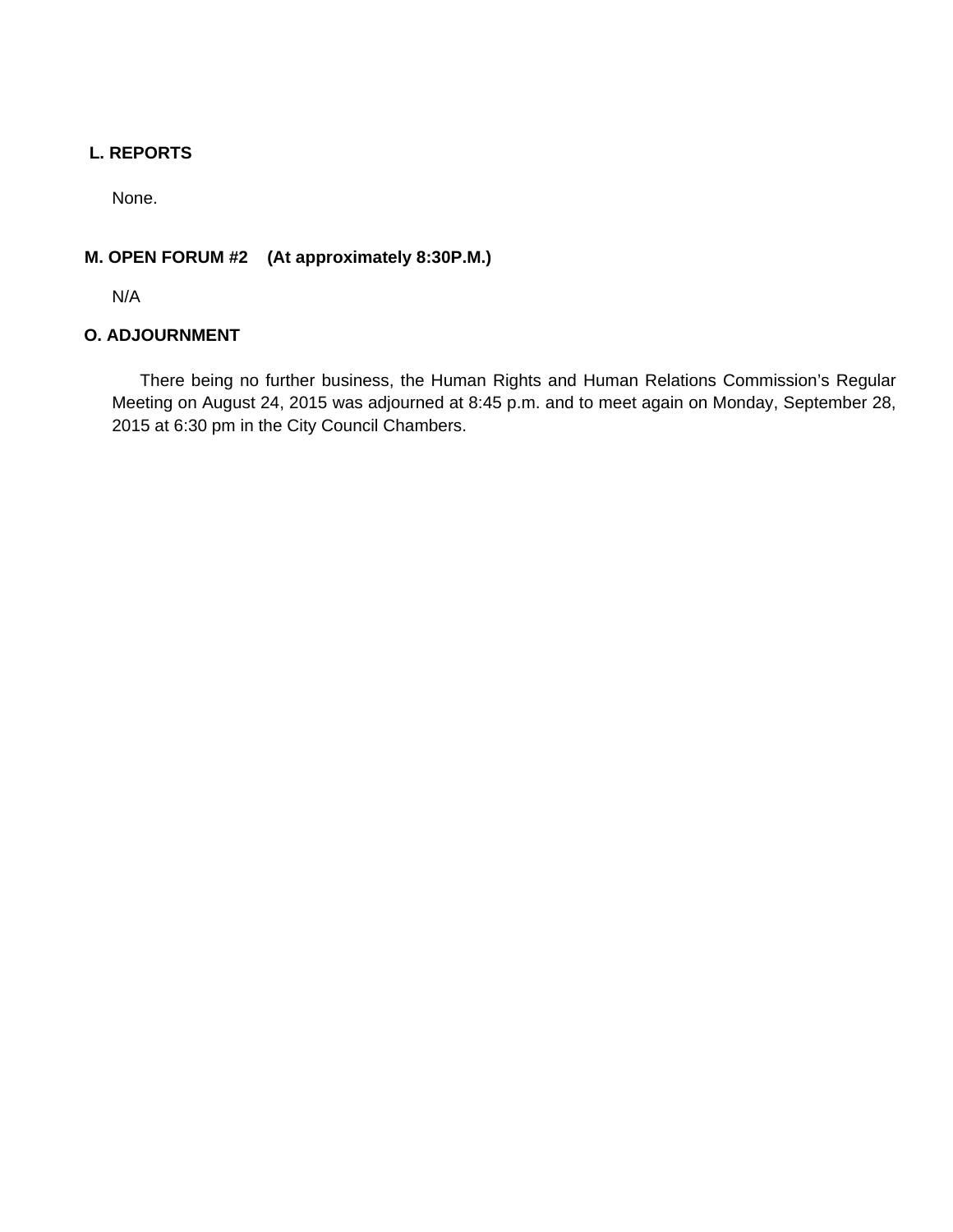**L. REPORTS**

None.

**M. OPEN FORUM #2 (At approximately 8:30P.M.)**

N/A

**O. ADJOURNMENT**

There being no further business, the Human Rights and Human Relations Commission's Regular Meeting on August 24, 2015 was adjourned at 8:45 p.m. and to meet again on Monday, September 28, 2015 at 6:30 pm in the City Council Chambers.